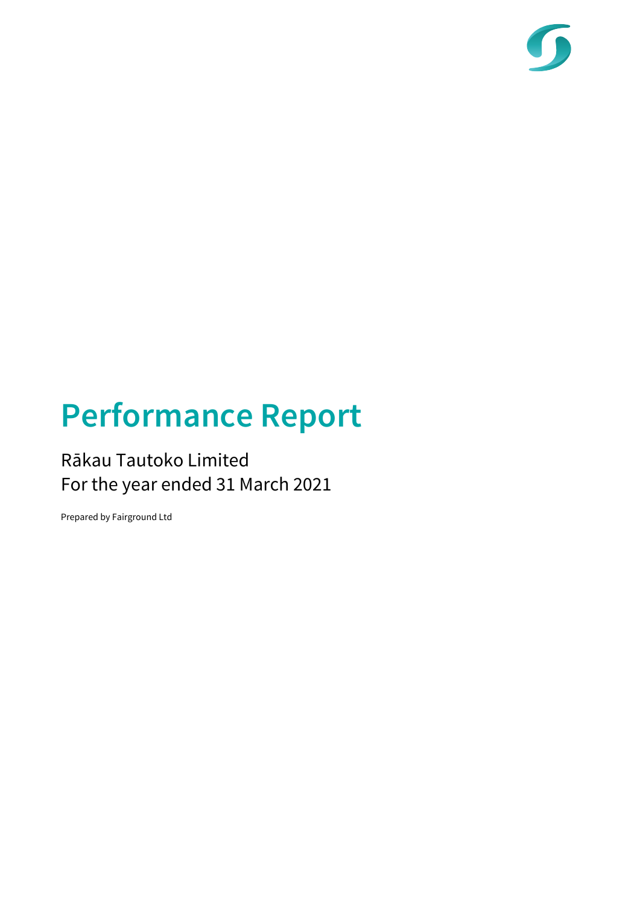# Performance Report

Rākau Tautoko Limited
For the year ended 31 March 2021

Prepared by Fairground Ltd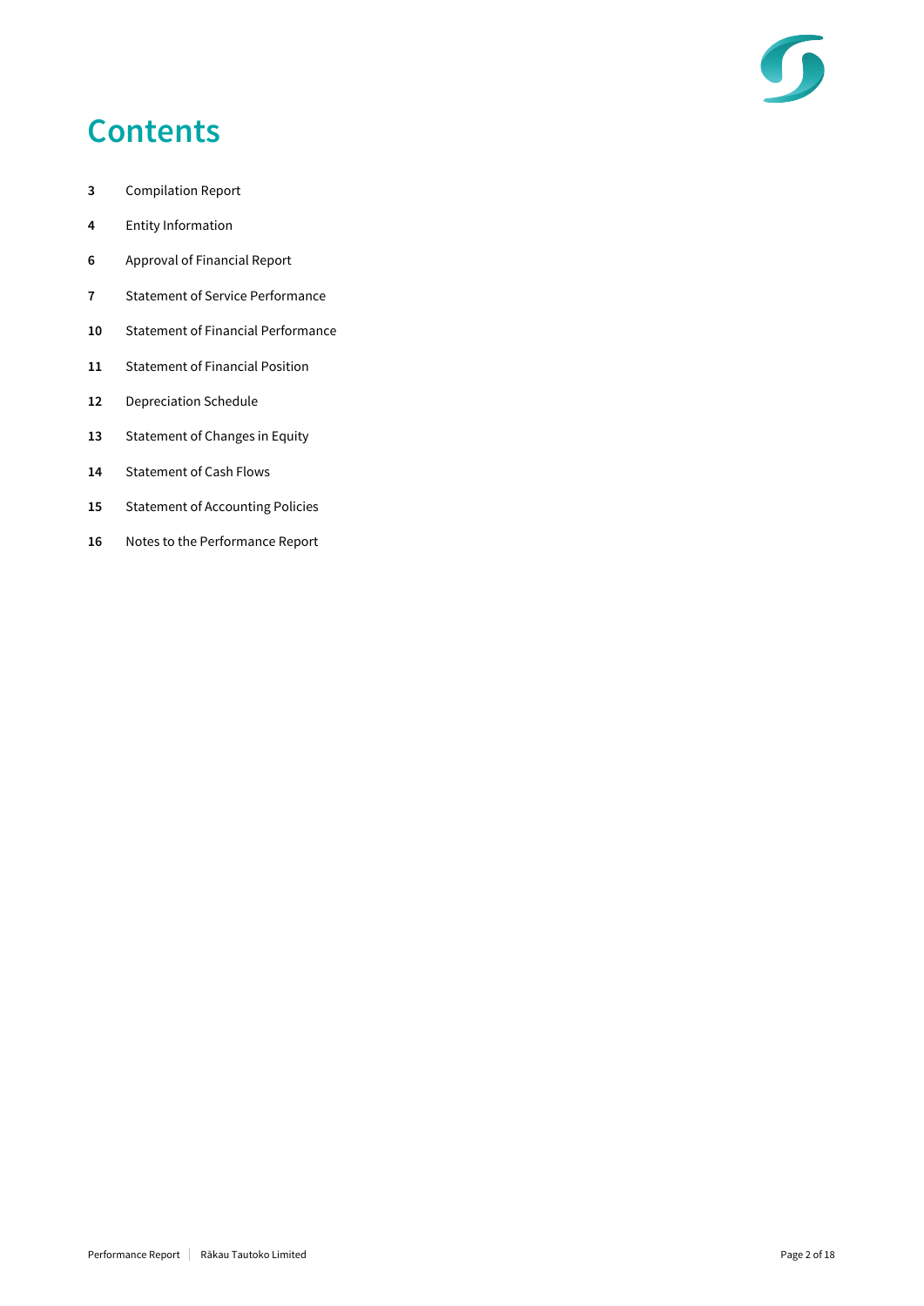# Contents

| | |
|---|---|
| **3** | Compilation Report |
| **4** | Entity Information |
| **6** | Approval of Financial Report |
| **7** | Statement of Service Performance |
| **10** | Statement of Financial Performance |
| **11** | Statement of Financial Position |
| **12** | Depreciation Schedule |
| **13** | Statement of Changes in Equity |
| **14** | Statement of Cash Flows |
| **15** | Statement of Accounting Policies |
| **16** | Notes to the Performance Report |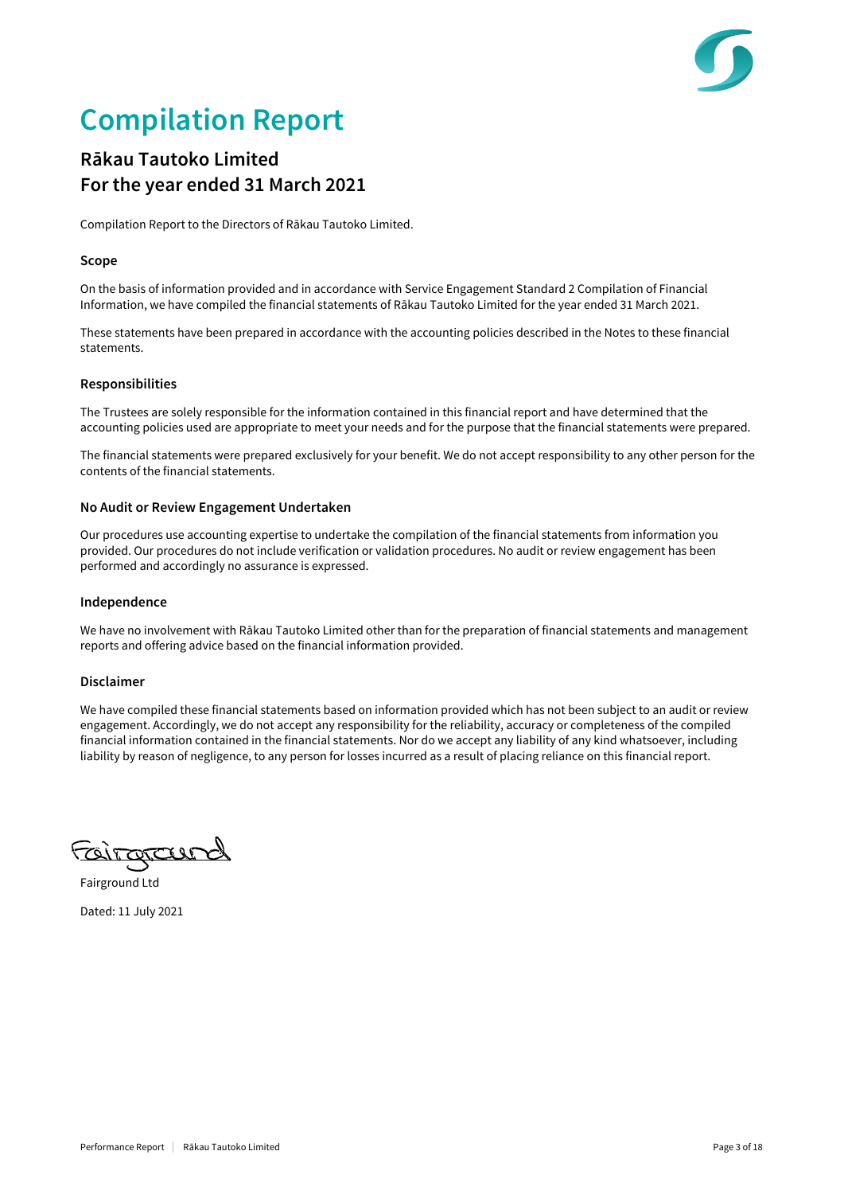# Compilation Report

## Rākau Tautoko Limited
## For the year ended 31 March 2021

Compilation Report to the Directors of Rākau Tautoko Limited.

### Scope

On the basis of information provided and in accordance with Service Engagement Standard 2 Compilation of Financial Information, we have compiled the financial statements of Rākau Tautoko Limited for the year ended 31 March 2021.

These statements have been prepared in accordance with the accounting policies described in the Notes to these financial statements.

### Responsibilities

The Trustees are solely responsible for the information contained in this financial report and have determined that the accounting policies used are appropriate to meet your needs and for the purpose that the financial statements were prepared.

The financial statements were prepared exclusively for your benefit. We do not accept responsibility to any other person for the contents of the financial statements.

### No Audit or Review Engagement Undertaken

Our procedures use accounting expertise to undertake the compilation of the financial statements from information you provided. Our procedures do not include verification or validation procedures. No audit or review engagement has been performed and accordingly no assurance is expressed.

### Independence

We have no involvement with Rākau Tautoko Limited other than for the preparation of financial statements and management reports and offering advice based on the financial information provided.

### Disclaimer

We have compiled these financial statements based on information provided which has not been subject to an audit or review engagement. Accordingly, we do not accept any responsibility for the reliability, accuracy or completeness of the compiled financial information contained in the financial statements. Nor do we accept any liability of any kind whatsoever, including liability by reason of negligence, to any person for losses incurred as a result of placing reliance on this financial report.

Fairground

Fairground Ltd

Dated: 11 July 2021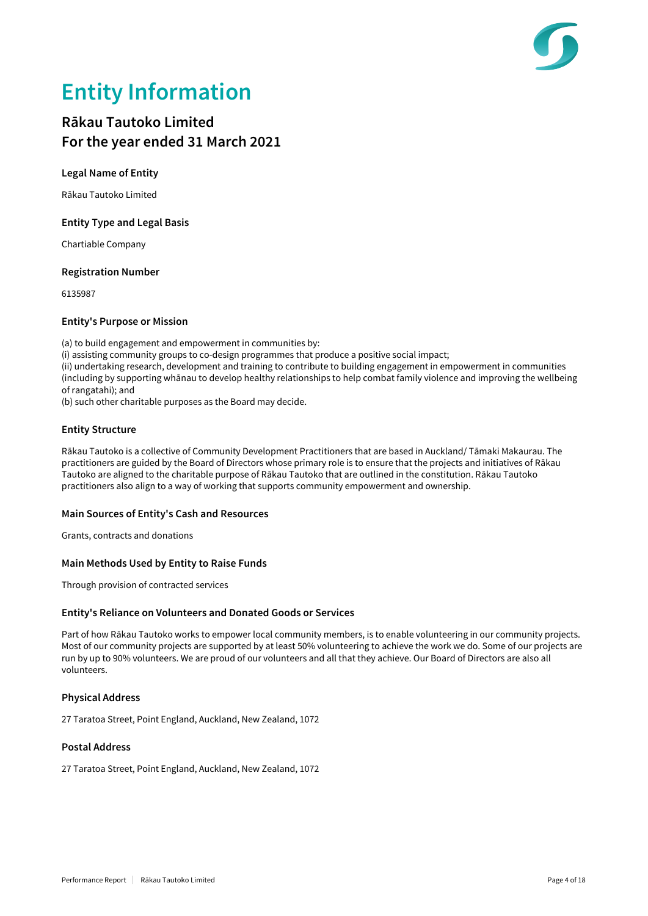# Entity Information

## Rākau Tautoko Limited
## For the year ended 31 March 2021

### Legal Name of Entity

Rākau Tautoko Limited

### Entity Type and Legal Basis

Chartiable Company

### Registration Number

6135987

### Entity's Purpose or Mission

(a) to build engagement and empowerment in communities by:
(i) assisting community groups to co-design programmes that produce a positive social impact;
(ii) undertaking research, development and training to contribute to building engagement in empowerment in communities (including by supporting whānau to develop healthy relationships to help combat family violence and improving the wellbeing of rangatahi); and
(b) such other charitable purposes as the Board may decide.

### Entity Structure

Rākau Tautoko is a collective of Community Development Practitioners that are based in Auckland/ Tāmaki Makaurau. The practitioners are guided by the Board of Directors whose primary role is to ensure that the projects and initiatives of Rākau Tautoko are aligned to the charitable purpose of Rākau Tautoko that are outlined in the constitution. Rākau Tautoko practitioners also align to a way of working that supports community empowerment and ownership.

### Main Sources of Entity's Cash and Resources

Grants, contracts and donations

### Main Methods Used by Entity to Raise Funds

Through provision of contracted services

### Entity's Reliance on Volunteers and Donated Goods or Services

Part of how Rākau Tautoko works to empower local community members, is to enable volunteering in our community projects. Most of our community projects are supported by at least 50% volunteering to achieve the work we do. Some of our projects are run by up to 90% volunteers. We are proud of our volunteers and all that they achieve. Our Board of Directors are also all volunteers.

### Physical Address

27 Taratoa Street, Point England, Auckland, New Zealand, 1072

### Postal Address

27 Taratoa Street, Point England, Auckland, New Zealand, 1072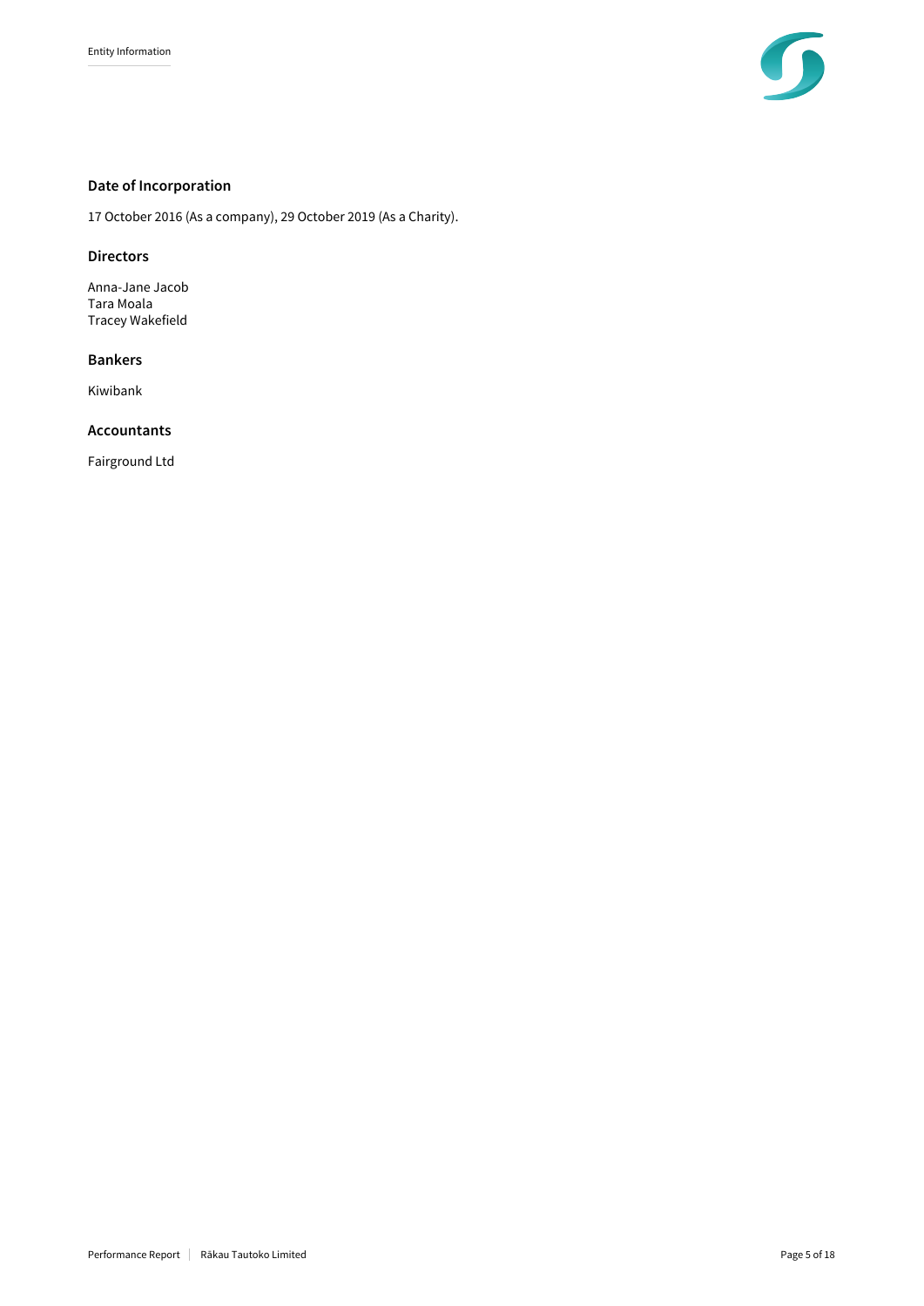Entity Information

## Date of Incorporation

17 October 2016 (As a company), 29 October 2019 (As a Charity).

## Directors

Anna-Jane Jacob
Tara Moala
Tracey Wakefield

## Bankers

Kiwibank

## Accountants

Fairground Ltd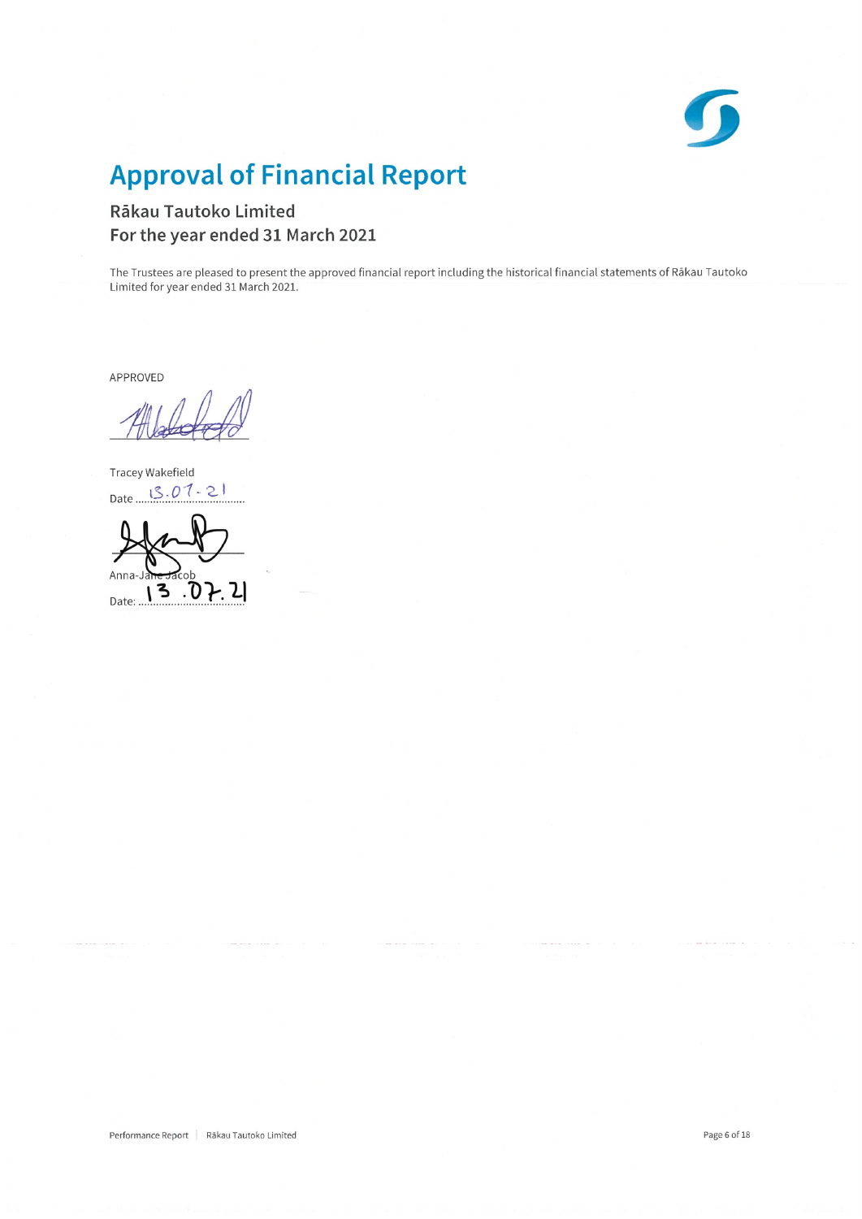# Approval of Financial Report

## Rākau Tautoko Limited
## For the year ended 31 March 2021

The Trustees are pleased to present the approved financial report including the historical financial statements of Rākau Tautoko Limited for year ended 31 March 2021.

APPROVED

Tracey Wakefield

Date 13.07.21

Anna-Jane Jacob

Date: 13.07.21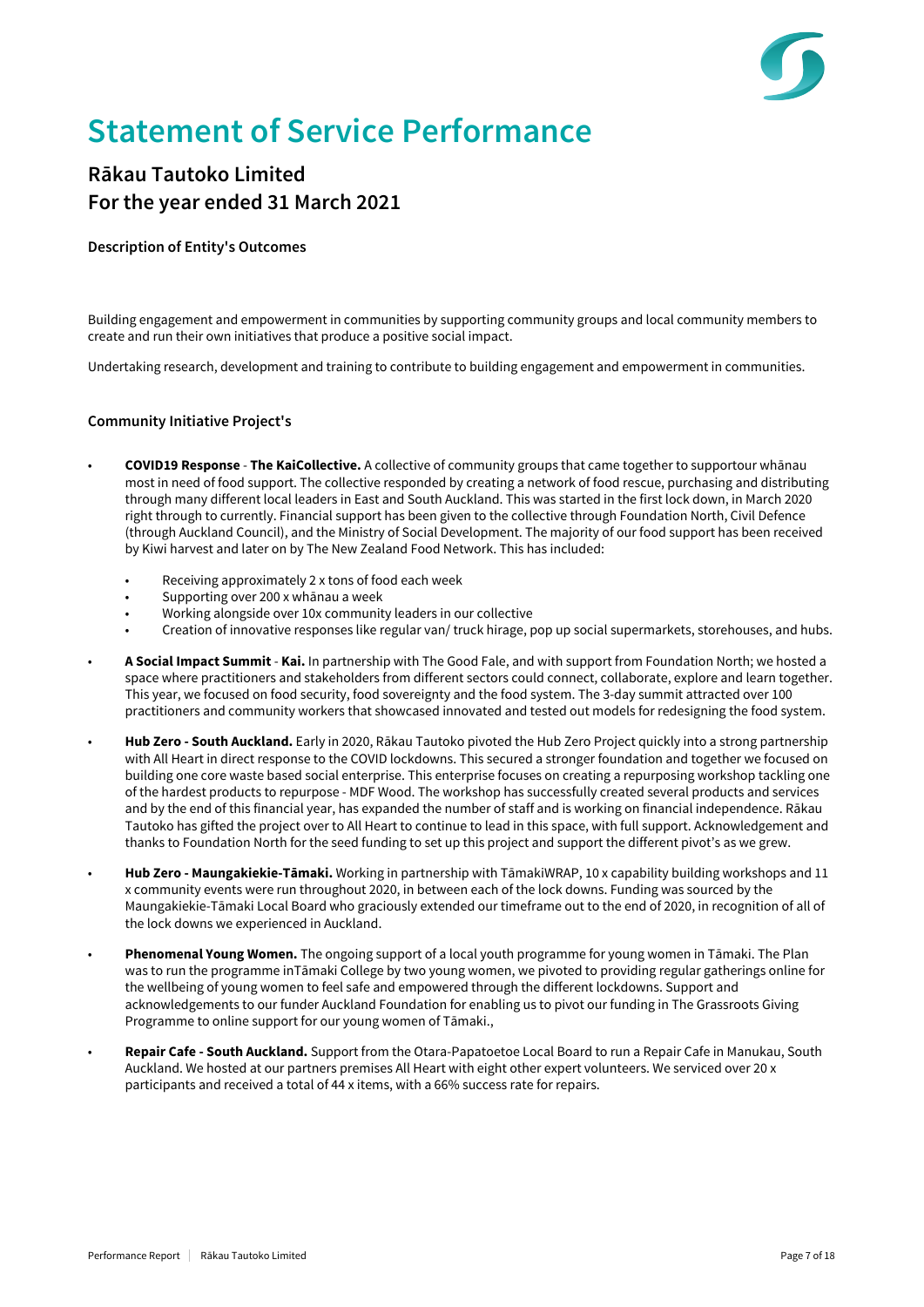# Statement of Service Performance

## Rākau Tautoko Limited
## For the year ended 31 March 2021

### Description of Entity's Outcomes

Building engagement and empowerment in communities by supporting community groups and local community members to create and run their own initiatives that produce a positive social impact.

Undertaking research, development and training to contribute to building engagement and empowerment in communities.

### Community Initiative Project's

- **COVID19 Response** - **The KaiCollective.** A collective of community groups that came together to supportour whānau most in need of food support. The collective responded by creating a network of food rescue, purchasing and distributing through many different local leaders in East and South Auckland. This was started in the first lock down, in March 2020 right through to currently. Financial support has been given to the collective through Foundation North, Civil Defence (through Auckland Council), and the Ministry of Social Development. The majority of our food support has been received by Kiwi harvest and later on by The New Zealand Food Network. This has included:
  - Receiving approximately 2 x tons of food each week
  - Supporting over 200 x whānau a week
  - Working alongside over 10x community leaders in our collective
  - Creation of innovative responses like regular van/ truck hirage, pop up social supermarkets, storehouses, and hubs.
- **A Social Impact Summit** - **Kai.** In partnership with The Good Fale, and with support from Foundation North; we hosted a space where practitioners and stakeholders from different sectors could connect, collaborate, explore and learn together. This year, we focused on food security, food sovereignty and the food system. The 3-day summit attracted over 100 practitioners and community workers that showcased innovated and tested out models for redesigning the food system.
- **Hub Zero - South Auckland.** Early in 2020, Rākau Tautoko pivoted the Hub Zero Project quickly into a strong partnership with All Heart in direct response to the COVID lockdowns. This secured a stronger foundation and together we focused on building one core waste based social enterprise. This enterprise focuses on creating a repurposing workshop tackling one of the hardest products to repurpose - MDF Wood. The workshop has successfully created several products and services and by the end of this financial year, has expanded the number of staff and is working on financial independence. Rākau Tautoko has gifted the project over to All Heart to continue to lead in this space, with full support. Acknowledgement and thanks to Foundation North for the seed funding to set up this project and support the different pivot's as we grew.
- **Hub Zero - Maungakiekie-Tāmaki.** Working in partnership with TāmakiWRAP, 10 x capability building workshops and 11 x community events were run throughout 2020, in between each of the lock downs. Funding was sourced by the Maungakiekie-Tāmaki Local Board who graciously extended our timeframe out to the end of 2020, in recognition of all of the lock downs we experienced in Auckland.
- **Phenomenal Young Women.** The ongoing support of a local youth programme for young women in Tāmaki. The Plan was to run the programme inTāmaki College by two young women, we pivoted to providing regular gatherings online for the wellbeing of young women to feel safe and empowered through the different lockdowns. Support and acknowledgements to our funder Auckland Foundation for enabling us to pivot our funding in The Grassroots Giving Programme to online support for our young women of Tāmaki.,
- **Repair Cafe - South Auckland.** Support from the Otara-Papatoetoe Local Board to run a Repair Cafe in Manukau, South Auckland. We hosted at our partners premises All Heart with eight other expert volunteers. We serviced over 20 x participants and received a total of 44 x items, with a 66% success rate for repairs.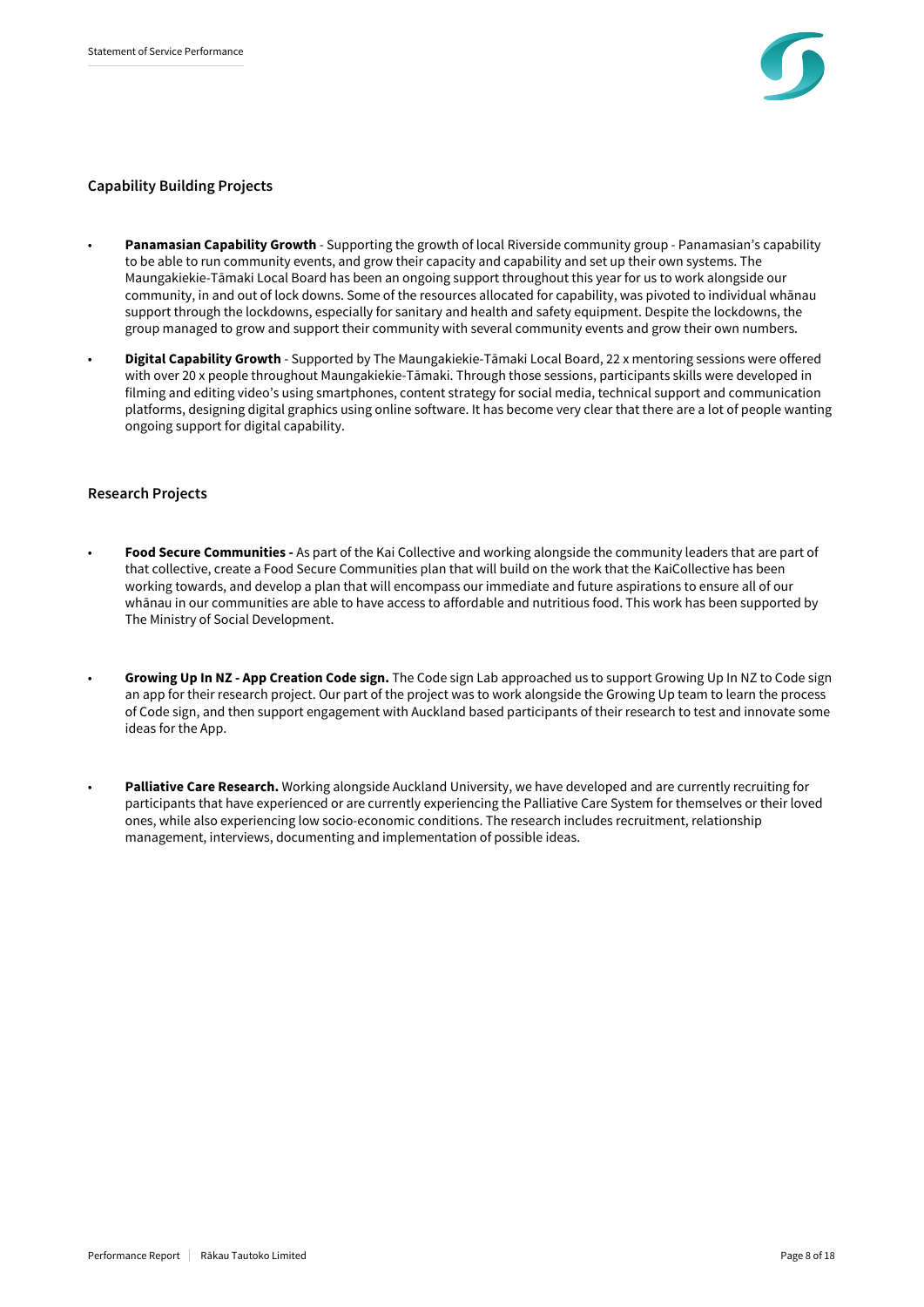## Capability Building Projects

- **Panamasian Capability Growth** - Supporting the growth of local Riverside community group - Panamasian's capability to be able to run community events, and grow their capacity and capability and set up their own systems. The Maungakiekie-Tāmaki Local Board has been an ongoing support throughout this year for us to work alongside our community, in and out of lock downs. Some of the resources allocated for capability, was pivoted to individual whānau support through the lockdowns, especially for sanitary and health and safety equipment. Despite the lockdowns, the group managed to grow and support their community with several community events and grow their own numbers.
- **Digital Capability Growth** - Supported by The Maungakiekie-Tāmaki Local Board, 22 x mentoring sessions were offered with over 20 x people throughout Maungakiekie-Tāmaki. Through those sessions, participants skills were developed in filming and editing video's using smartphones, content strategy for social media, technical support and communication platforms, designing digital graphics using online software. It has become very clear that there are a lot of people wanting ongoing support for digital capability.

## Research Projects

- **Food Secure Communities -** As part of the Kai Collective and working alongside the community leaders that are part of that collective, create a Food Secure Communities plan that will build on the work that the KaiCollective has been working towards, and develop a plan that will encompass our immediate and future aspirations to ensure all of our whānau in our communities are able to have access to affordable and nutritious food. This work has been supported by The Ministry of Social Development.
- **Growing Up In NZ - App Creation Code sign.** The Code sign Lab approached us to support Growing Up In NZ to Code sign an app for their research project. Our part of the project was to work alongside the Growing Up team to learn the process of Code sign, and then support engagement with Auckland based participants of their research to test and innovate some ideas for the App.
- **Palliative Care Research.** Working alongside Auckland University, we have developed and are currently recruiting for participants that have experienced or are currently experiencing the Palliative Care System for themselves or their loved ones, while also experiencing low socio-economic conditions. The research includes recruitment, relationship management, interviews, documenting and implementation of possible ideas.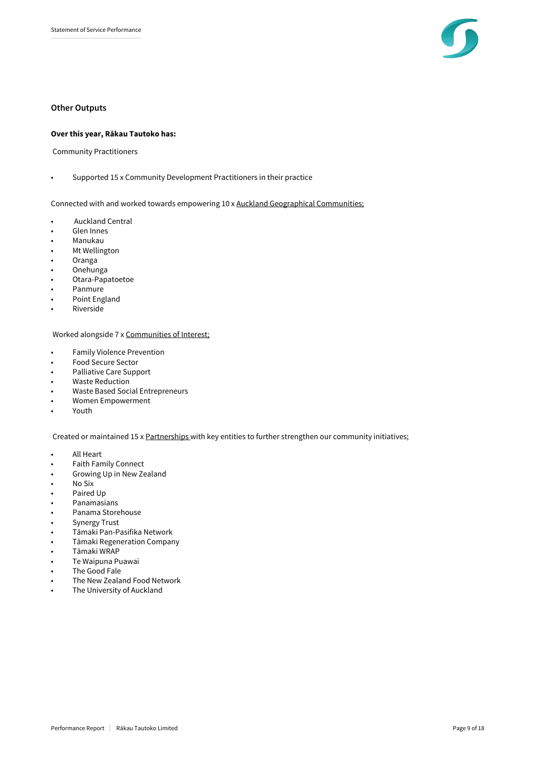## Other Outputs

**Over this year, Rākau Tautoko has:**

Community Practitioners

- Supported 15 x Community Development Practitioners in their practice

Connected with and worked towards empowering 10 x Auckland Geographical Communities;

- Auckland Central
- Glen Innes
- Manukau
- Mt Wellington
- Oranga
- Onehunga
- Otara-Papatoetoe
- Panmure
- Point England
- Riverside

Worked alongside 7 x Communities of Interest;

- Family Violence Prevention
- Food Secure Sector
- Palliative Care Support
- Waste Reduction
- Waste Based Social Entrepreneurs
- Women Empowerment
- Youth

Created or maintained 15 x Partnerships with key entities to further strengthen our community initiatives;

- All Heart
- Faith Family Connect
- Growing Up in New Zealand
- No Six
- Paired Up
- Panamasians
- Panama Storehouse
- Synergy Trust
- Tāmaki Pan-Pasifika Network
- Tāmaki Regeneration Company
- Tāmaki WRAP
- Te Waipuna Puawai
- The Good Fale
- The New Zealand Food Network
- The University of Auckland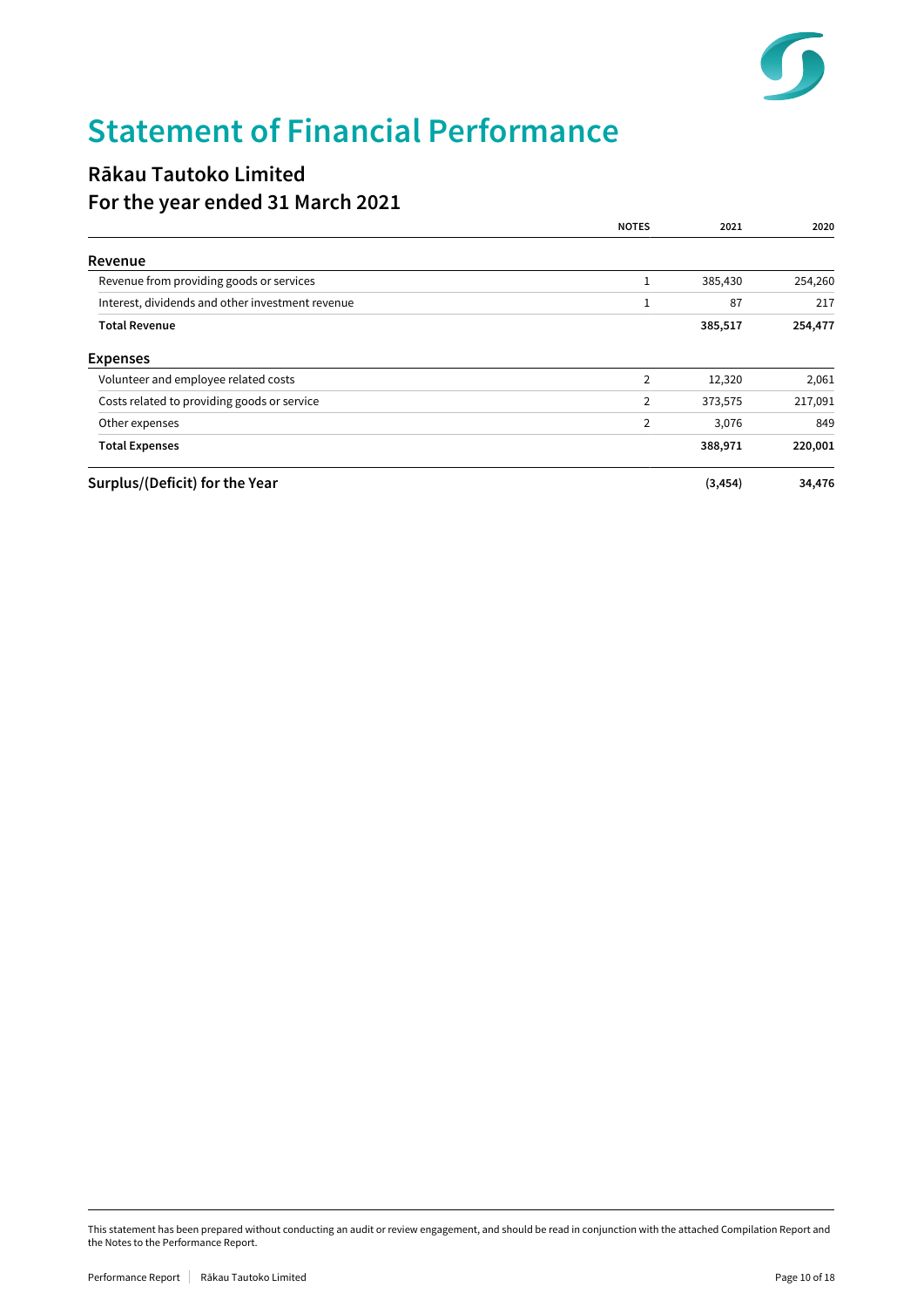# Statement of Financial Performance

## Rākau Tautoko Limited
## For the year ended 31 March 2021

| | NOTES | 2021 | 2020 |
|---|---|---|---|
| **Revenue** | | | |
| Revenue from providing goods or services | 1 | 385,430 | 254,260 |
| Interest, dividends and other investment revenue | 1 | 87 | 217 |
| **Total Revenue** | | **385,517** | **254,477** |
| **Expenses** | | | |
| Volunteer and employee related costs | 2 | 12,320 | 2,061 |
| Costs related to providing goods or service | 2 | 373,575 | 217,091 |
| Other expenses | 2 | 3,076 | 849 |
| **Total Expenses** | | **388,971** | **220,001** |
| **Surplus/(Deficit) for the Year** | | **(3,454)** | **34,476** |

This statement has been prepared without conducting an audit or review engagement, and should be read in conjunction with the attached Compilation Report and the Notes to the Performance Report.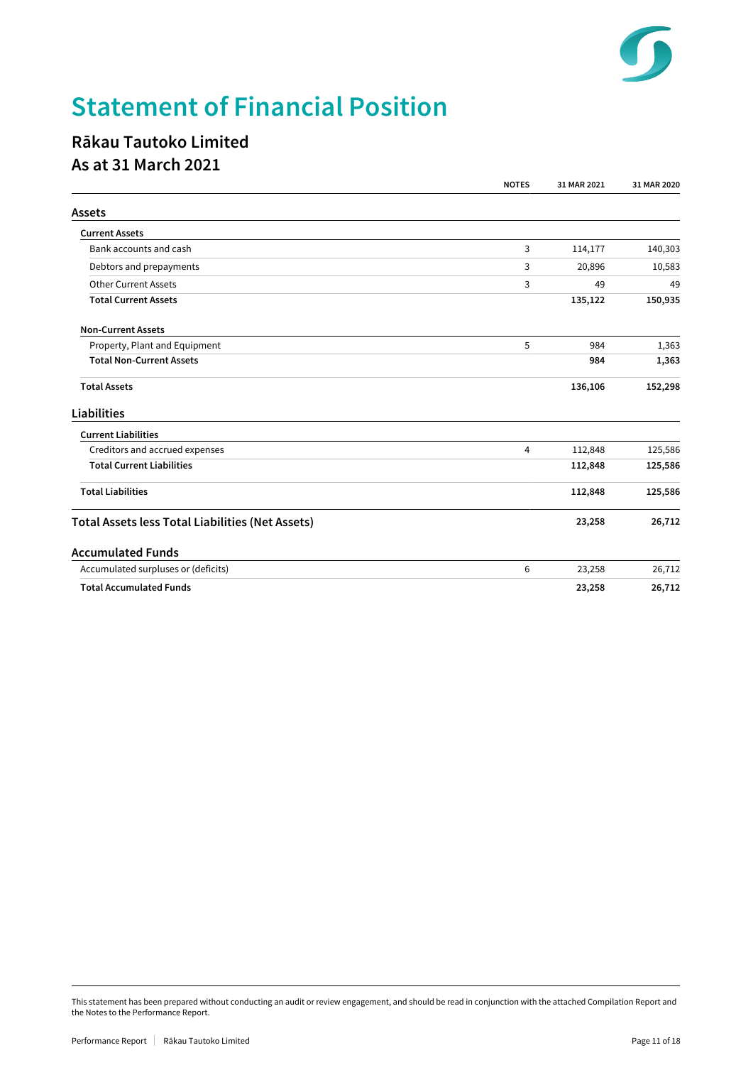# Statement of Financial Position

## Rākau Tautoko Limited
## As at 31 March 2021

| | NOTES | 31 MAR 2021 | 31 MAR 2020 |
|---|---|---|---|
| **Assets** | | | |
| **Current Assets** | | | |
| Bank accounts and cash | 3 | 114,177 | 140,303 |
| Debtors and prepayments | 3 | 20,896 | 10,583 |
| Other Current Assets | 3 | 49 | 49 |
| **Total Current Assets** | | **135,122** | **150,935** |
| **Non-Current Assets** | | | |
| Property, Plant and Equipment | 5 | 984 | 1,363 |
| **Total Non-Current Assets** | | **984** | **1,363** |
| **Total Assets** | | **136,106** | **152,298** |
| **Liabilities** | | | |
| **Current Liabilities** | | | |
| Creditors and accrued expenses | 4 | 112,848 | 125,586 |
| **Total Current Liabilities** | | **112,848** | **125,586** |
| **Total Liabilities** | | **112,848** | **125,586** |
| **Total Assets less Total Liabilities (Net Assets)** | | **23,258** | **26,712** |
| **Accumulated Funds** | | | |
| Accumulated surpluses or (deficits) | 6 | 23,258 | 26,712 |
| **Total Accumulated Funds** | | **23,258** | **26,712** |

This statement has been prepared without conducting an audit or review engagement, and should be read in conjunction with the attached Compilation Report and the Notes to the Performance Report.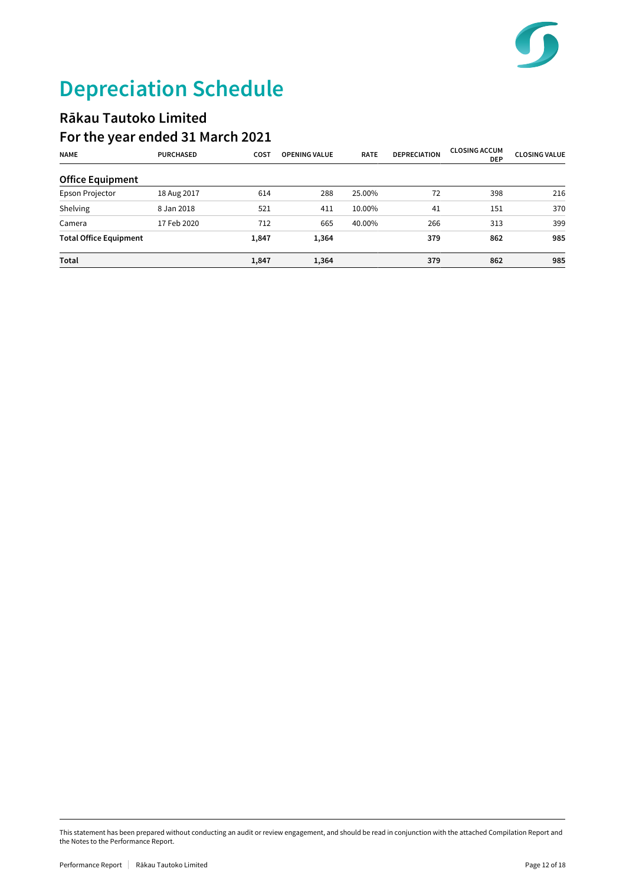# Depreciation Schedule

## Rākau Tautoko Limited

## For the year ended 31 March 2021

| NAME | PURCHASED | COST | OPENING VALUE | RATE | DEPRECIATION | CLOSING ACCUM DEP | CLOSING VALUE |
|---|---|---|---|---|---|---|---|
| **Office Equipment** | | | | | | | |
| Epson Projector | 18 Aug 2017 | 614 | 288 | 25.00% | 72 | 398 | 216 |
| Shelving | 8 Jan 2018 | 521 | 411 | 10.00% | 41 | 151 | 370 |
| Camera | 17 Feb 2020 | 712 | 665 | 40.00% | 266 | 313 | 399 |
| **Total Office Equipment** | | **1,847** | **1,364** | | **379** | **862** | **985** |
| **Total** | | **1,847** | **1,364** | | **379** | **862** | **985** |

This statement has been prepared without conducting an audit or review engagement, and should be read in conjunction with the attached Compilation Report and the Notes to the Performance Report.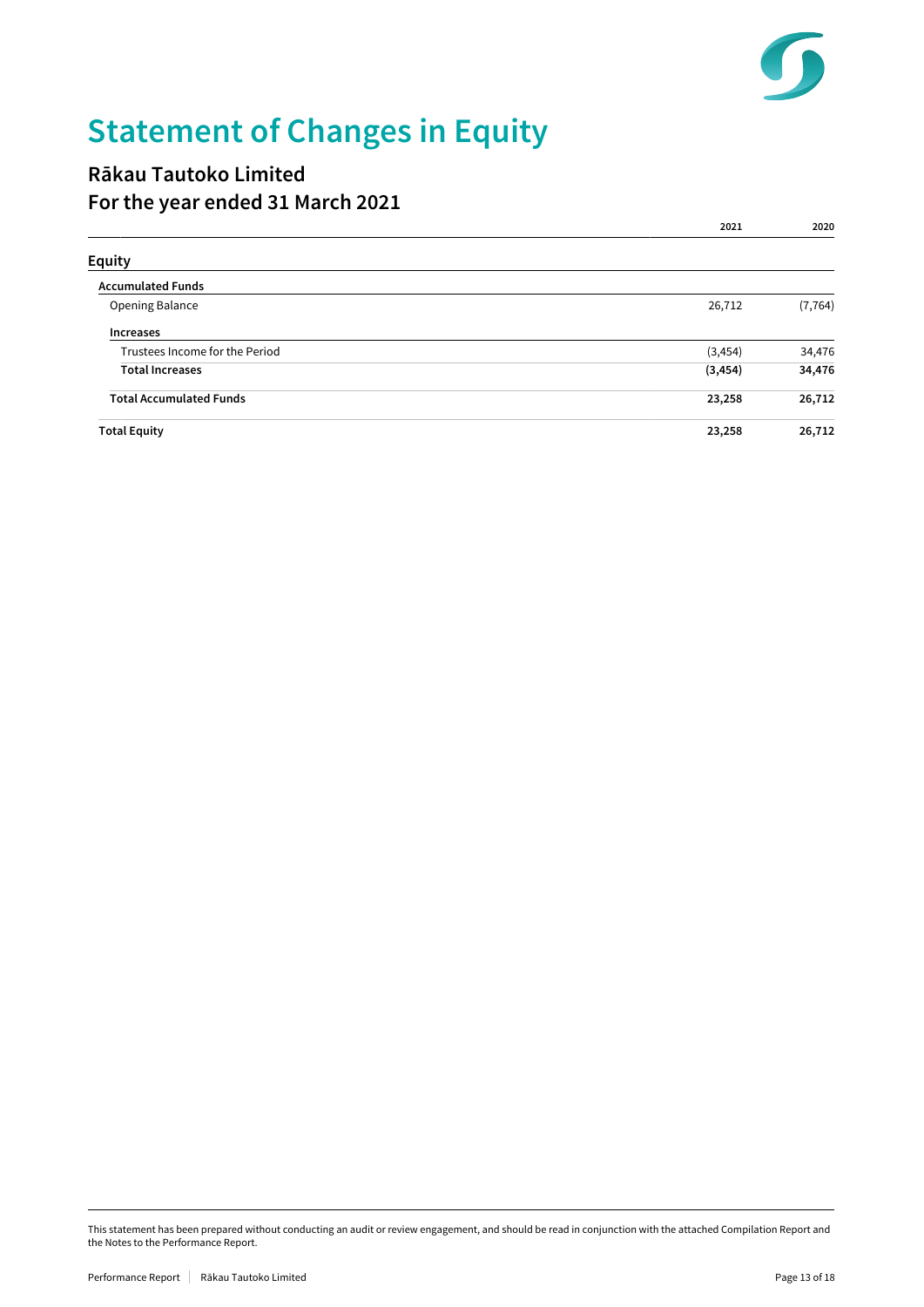# Statement of Changes in Equity

## Rākau Tautoko Limited
## For the year ended 31 March 2021

| | 2021 | 2020 |
|---|---|---|
| **Equity** | | |
| **Accumulated Funds** | | |
| Opening Balance | 26,712 | (7,764) |
| **Increases** | | |
| Trustees Income for the Period | (3,454) | 34,476 |
| **Total Increases** | **(3,454)** | **34,476** |
| **Total Accumulated Funds** | **23,258** | **26,712** |
| **Total Equity** | **23,258** | **26,712** |

This statement has been prepared without conducting an audit or review engagement, and should be read in conjunction with the attached Compilation Report and the Notes to the Performance Report.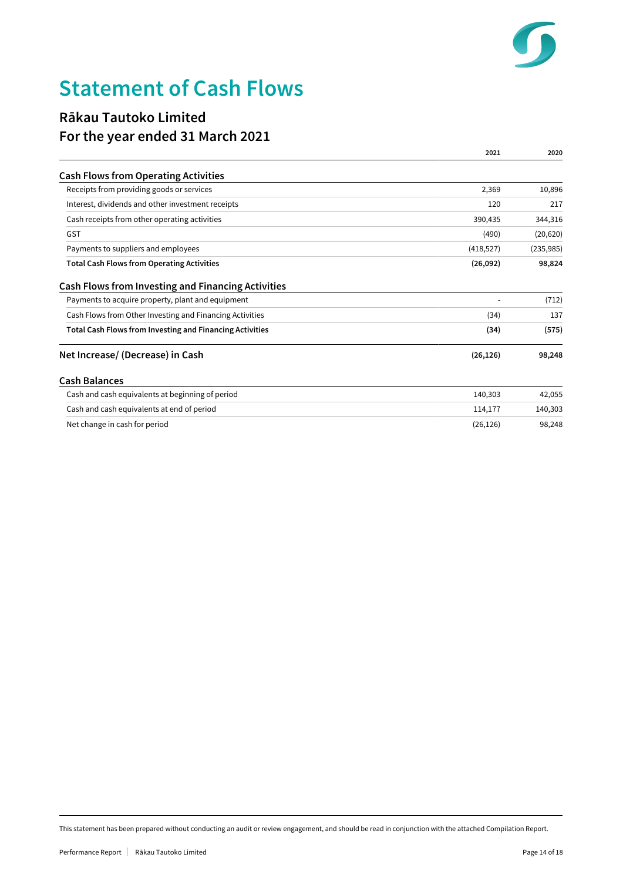# Statement of Cash Flows

## Rākau Tautoko Limited
## For the year ended 31 March 2021

| | 2021 | 2020 |
|---|---|---|
| **Cash Flows from Operating Activities** | | |
| Receipts from providing goods or services | 2,369 | 10,896 |
| Interest, dividends and other investment receipts | 120 | 217 |
| Cash receipts from other operating activities | 390,435 | 344,316 |
| GST | (490) | (20,620) |
| Payments to suppliers and employees | (418,527) | (235,985) |
| **Total Cash Flows from Operating Activities** | **(26,092)** | **98,824** |
| **Cash Flows from Investing and Financing Activities** | | |
| Payments to acquire property, plant and equipment | - | (712) |
| Cash Flows from Other Investing and Financing Activities | (34) | 137 |
| **Total Cash Flows from Investing and Financing Activities** | **(34)** | **(575)** |
| **Net Increase/ (Decrease) in Cash** | **(26,126)** | **98,248** |
| **Cash Balances** | | |
| Cash and cash equivalents at beginning of period | 140,303 | 42,055 |
| Cash and cash equivalents at end of period | 114,177 | 140,303 |
| Net change in cash for period | (26,126) | 98,248 |

This statement has been prepared without conducting an audit or review engagement, and should be read in conjunction with the attached Compilation Report.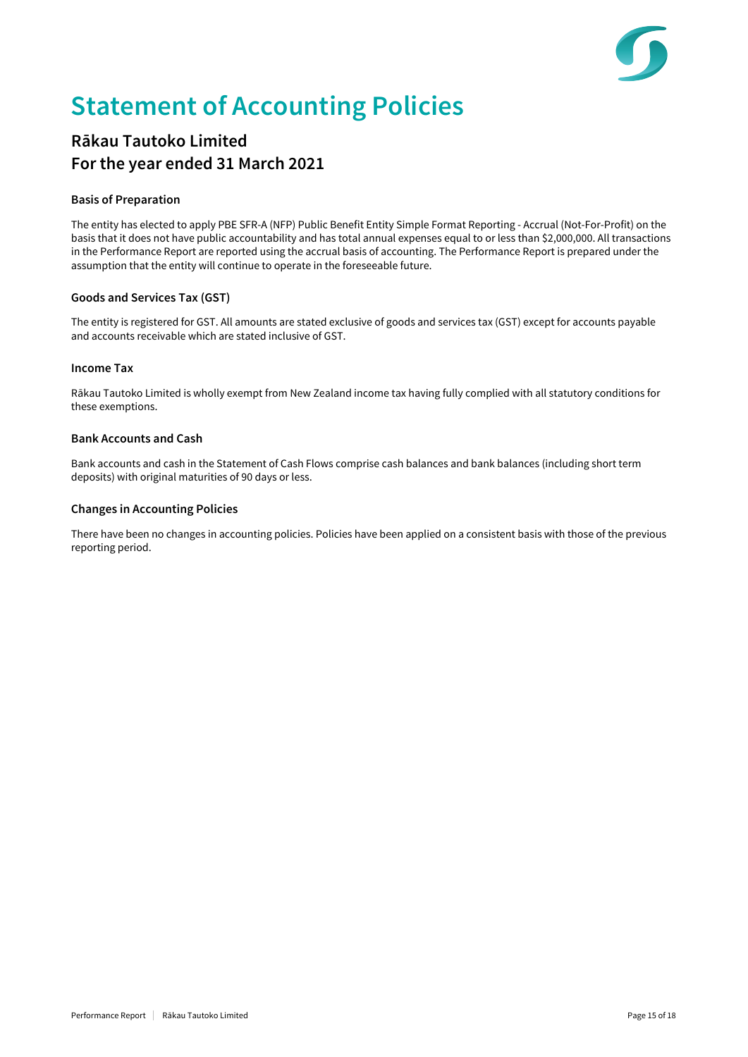# Statement of Accounting Policies

## Rākau Tautoko Limited
## For the year ended 31 March 2021

### Basis of Preparation

The entity has elected to apply PBE SFR-A (NFP) Public Benefit Entity Simple Format Reporting - Accrual (Not-For-Profit) on the basis that it does not have public accountability and has total annual expenses equal to or less than $2,000,000. All transactions in the Performance Report are reported using the accrual basis of accounting. The Performance Report is prepared under the assumption that the entity will continue to operate in the foreseeable future.

### Goods and Services Tax (GST)

The entity is registered for GST. All amounts are stated exclusive of goods and services tax (GST) except for accounts payable and accounts receivable which are stated inclusive of GST.

### Income Tax

Rākau Tautoko Limited is wholly exempt from New Zealand income tax having fully complied with all statutory conditions for these exemptions.

### Bank Accounts and Cash

Bank accounts and cash in the Statement of Cash Flows comprise cash balances and bank balances (including short term deposits) with original maturities of 90 days or less.

### Changes in Accounting Policies

There have been no changes in accounting policies. Policies have been applied on a consistent basis with those of the previous reporting period.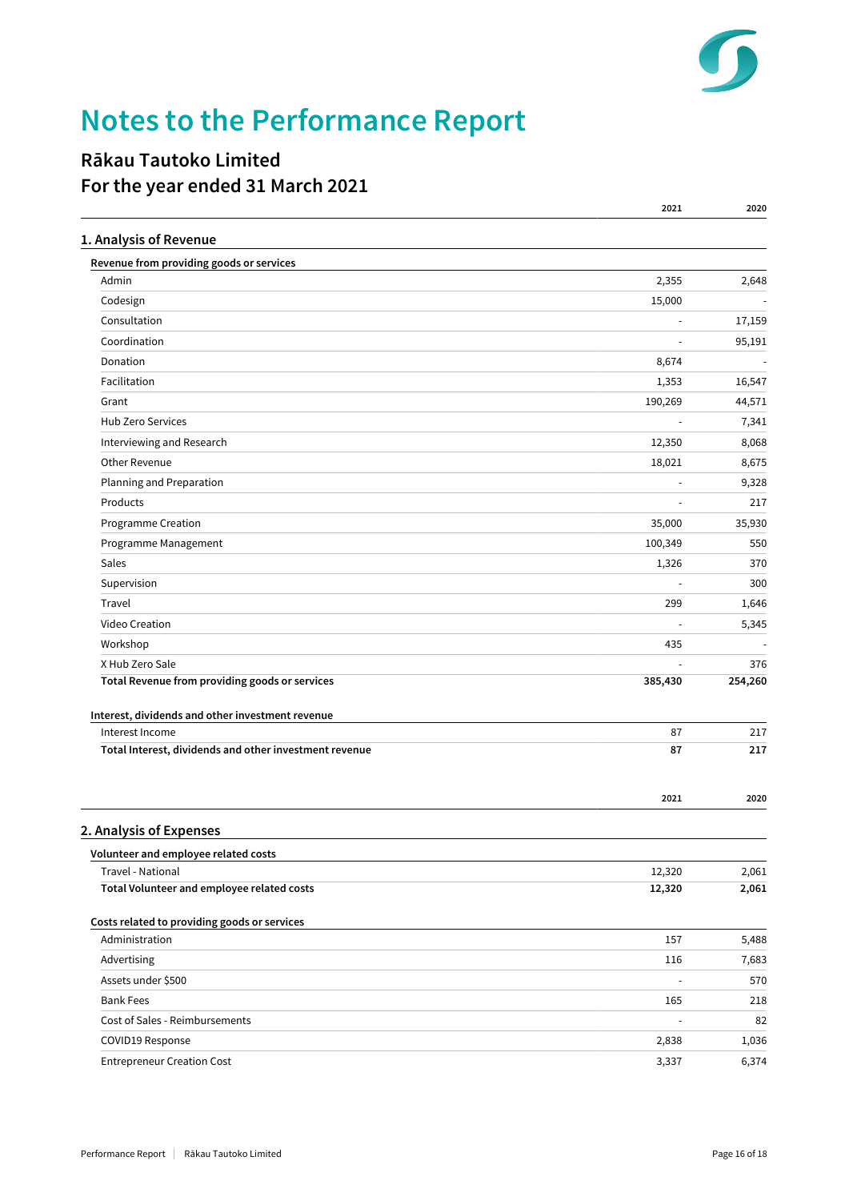# Notes to the Performance Report

## Rākau Tautoko Limited

## For the year ended 31 March 2021

| | 2021 | 2020 |
|---|---|---|
| **1. Analysis of Revenue** | | |
| **Revenue from providing goods or services** | | |
| Admin | 2,355 | 2,648 |
| Codesign | 15,000 | - |
| Consultation | - | 17,159 |
| Coordination | - | 95,191 |
| Donation | 8,674 | - |
| Facilitation | 1,353 | 16,547 |
| Grant | 190,269 | 44,571 |
| Hub Zero Services | - | 7,341 |
| Interviewing and Research | 12,350 | 8,068 |
| Other Revenue | 18,021 | 8,675 |
| Planning and Preparation | - | 9,328 |
| Products | - | 217 |
| Programme Creation | 35,000 | 35,930 |
| Programme Management | 100,349 | 550 |
| Sales | 1,326 | 370 |
| Supervision | - | 300 |
| Travel | 299 | 1,646 |
| Video Creation | - | 5,345 |
| Workshop | 435 | - |
| X Hub Zero Sale | - | 376 |
| **Total Revenue from providing goods or services** | **385,430** | **254,260** |
| **Interest, dividends and other investment revenue** | | |
| Interest Income | 87 | 217 |
| **Total Interest, dividends and other investment revenue** | **87** | **217** |

| | 2021 | 2020 |
|---|---|---|
| **2. Analysis of Expenses** | | |
| **Volunteer and employee related costs** | | |
| Travel - National | 12,320 | 2,061 |
| **Total Volunteer and employee related costs** | **12,320** | **2,061** |
| **Costs related to providing goods or services** | | |
| Administration | 157 | 5,488 |
| Advertising | 116 | 7,683 |
| Assets under $500 | - | 570 |
| Bank Fees | 165 | 218 |
| Cost of Sales - Reimbursements | - | 82 |
| COVID19 Response | 2,838 | 1,036 |
| Entrepreneur Creation Cost | 3,337 | 6,374 |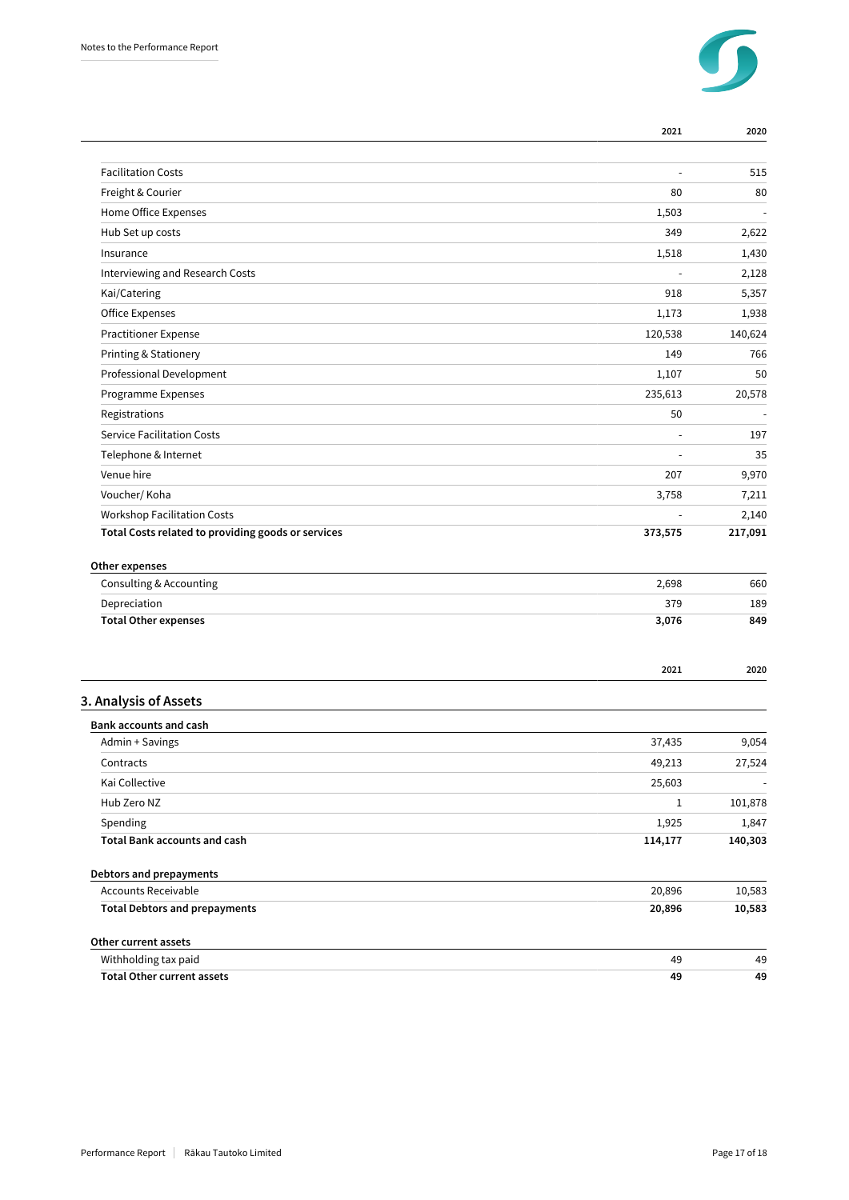| | 2021 | 2020 |
|---|---|---|
| Facilitation Costs | - | 515 |
| Freight & Courier | 80 | 80 |
| Home Office Expenses | 1,503 | - |
| Hub Set up costs | 349 | 2,622 |
| Insurance | 1,518 | 1,430 |
| Interviewing and Research Costs | - | 2,128 |
| Kai/Catering | 918 | 5,357 |
| Office Expenses | 1,173 | 1,938 |
| Practitioner Expense | 120,538 | 140,624 |
| Printing & Stationery | 149 | 766 |
| Professional Development | 1,107 | 50 |
| Programme Expenses | 235,613 | 20,578 |
| Registrations | 50 | - |
| Service Facilitation Costs | - | 197 |
| Telephone & Internet | - | 35 |
| Venue hire | 207 | 9,970 |
| Voucher/ Koha | 3,758 | 7,211 |
| Workshop Facilitation Costs | - | 2,140 |
| **Total Costs related to providing goods or services** | **373,575** | **217,091** |

**Other expenses**

| | 2021 | 2020 |
|---|---|---|
| Consulting & Accounting | 2,698 | 660 |
| Depreciation | 379 | 189 |
| **Total Other expenses** | **3,076** | **849** |

## 3. Analysis of Assets

**Bank accounts and cash**

| | 2021 | 2020 |
|---|---|---|
| Admin + Savings | 37,435 | 9,054 |
| Contracts | 49,213 | 27,524 |
| Kai Collective | 25,603 | - |
| Hub Zero NZ | 1 | 101,878 |
| Spending | 1,925 | 1,847 |
| **Total Bank accounts and cash** | **114,177** | **140,303** |

**Debtors and prepayments**

| | 2021 | 2020 |
|---|---|---|
| Accounts Receivable | 20,896 | 10,583 |
| **Total Debtors and prepayments** | **20,896** | **10,583** |

**Other current assets**

| | 2021 | 2020 |
|---|---|---|
| Withholding tax paid | 49 | 49 |
| **Total Other current assets** | **49** | **49** |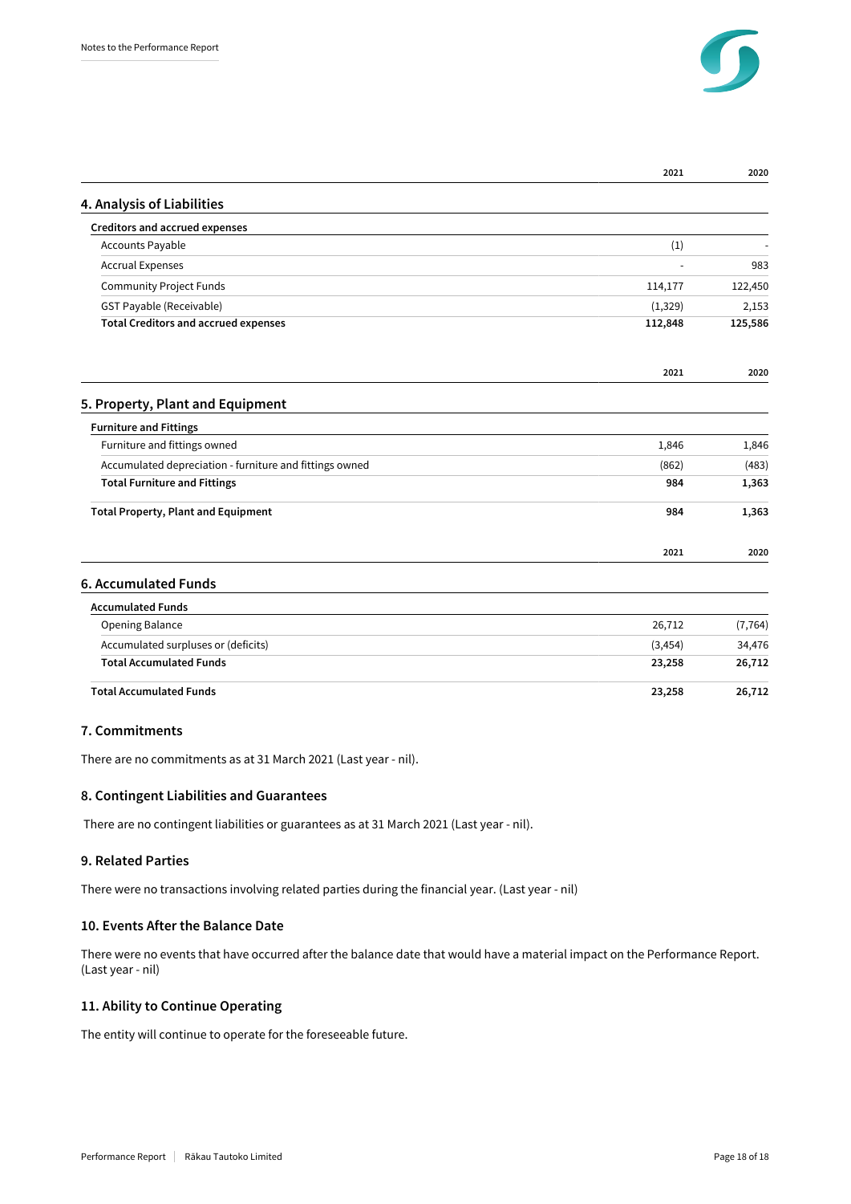## 4. Analysis of Liabilities

| | 2021 | 2020 |
|---|---|---|
| **Creditors and accrued expenses** | | |
| Accounts Payable | (1) | - |
| Accrual Expenses | - | 983 |
| Community Project Funds | 114,177 | 122,450 |
| GST Payable (Receivable) | (1,329) | 2,153 |
| **Total Creditors and accrued expenses** | **112,848** | **125,586** |

## 5. Property, Plant and Equipment

| | 2021 | 2020 |
|---|---|---|
| **Furniture and Fittings** | | |
| Furniture and fittings owned | 1,846 | 1,846 |
| Accumulated depreciation - furniture and fittings owned | (862) | (483) |
| **Total Furniture and Fittings** | **984** | **1,363** |
| **Total Property, Plant and Equipment** | **984** | **1,363** |

## 6. Accumulated Funds

| | 2021 | 2020 |
|---|---|---|
| **Accumulated Funds** | | |
| Opening Balance | 26,712 | (7,764) |
| Accumulated surpluses or (deficits) | (3,454) | 34,476 |
| **Total Accumulated Funds** | **23,258** | **26,712** |
| **Total Accumulated Funds** | **23,258** | **26,712** |

## 7. Commitments

There are no commitments as at 31 March 2021 (Last year - nil).

## 8. Contingent Liabilities and Guarantees

There are no contingent liabilities or guarantees as at 31 March 2021 (Last year - nil).

## 9. Related Parties

There were no transactions involving related parties during the financial year. (Last year - nil)

## 10. Events After the Balance Date

There were no events that have occurred after the balance date that would have a material impact on the Performance Report. (Last year - nil)

## 11. Ability to Continue Operating

The entity will continue to operate for the foreseeable future.